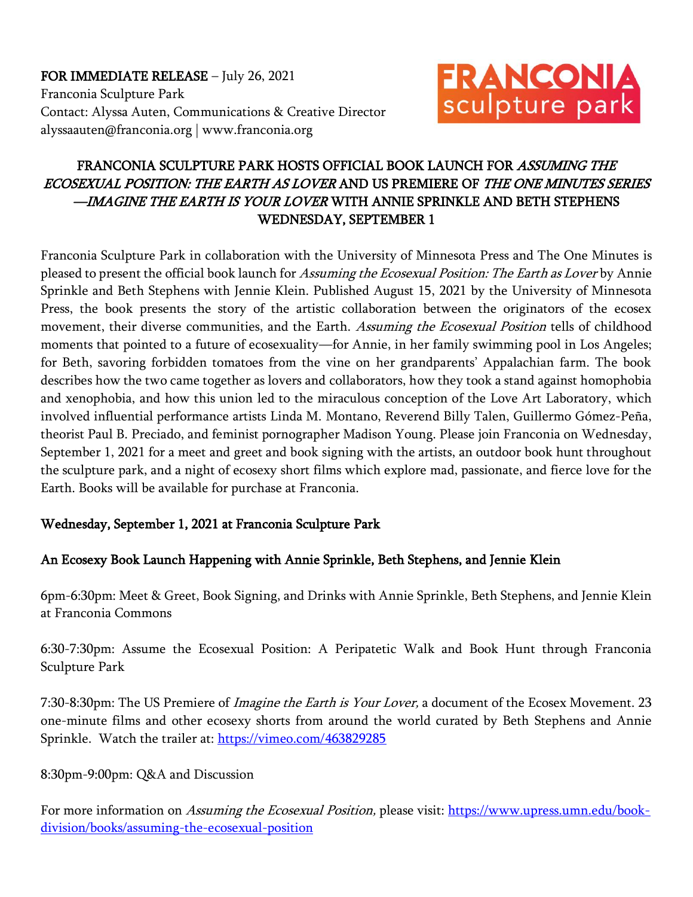**FOR IMMEDIATE RELEASE** – July 26, 2021
Franconia Sculpture Park
Contact: Alyssa Auten, Communications & Creative Director
alyssaauten@franconia.org | www.franconia.org

FRANCONIA sculpture park

# FRANCONIA SCULPTURE PARK HOSTS OFFICIAL BOOK LAUNCH FOR *ASSUMING THE ECOSEXUAL POSITION: THE EARTH AS LOVER* AND US PREMIERE OF *THE ONE MINUTES SERIES —IMAGINE THE EARTH IS YOUR LOVER* WITH ANNIE SPRINKLE AND BETH STEPHENS WEDNESDAY, SEPTEMBER 1

Franconia Sculpture Park in collaboration with the University of Minnesota Press and The One Minutes is pleased to present the official book launch for *Assuming the Ecosexual Position: The Earth as Lover* by Annie Sprinkle and Beth Stephens with Jennie Klein. Published August 15, 2021 by the University of Minnesota Press, the book presents the story of the artistic collaboration between the originators of the ecosex movement, their diverse communities, and the Earth. *Assuming the Ecosexual Position* tells of childhood moments that pointed to a future of ecosexuality—for Annie, in her family swimming pool in Los Angeles; for Beth, savoring forbidden tomatoes from the vine on her grandparents' Appalachian farm. The book describes how the two came together as lovers and collaborators, how they took a stand against homophobia and xenophobia, and how this union led to the miraculous conception of the Love Art Laboratory, which involved influential performance artists Linda M. Montano, Reverend Billy Talen, Guillermo Gómez-Peña, theorist Paul B. Preciado, and feminist pornographer Madison Young. Please join Franconia on Wednesday, September 1, 2021 for a meet and greet and book signing with the artists, an outdoor book hunt throughout the sculpture park, and a night of ecosexy short films which explore mad, passionate, and fierce love for the Earth. Books will be available for purchase at Franconia.

## Wednesday, September 1, 2021 at Franconia Sculpture Park

## An Ecosexy Book Launch Happening with Annie Sprinkle, Beth Stephens, and Jennie Klein

6pm-6:30pm: Meet & Greet, Book Signing, and Drinks with Annie Sprinkle, Beth Stephens, and Jennie Klein at Franconia Commons

6:30-7:30pm: Assume the Ecosexual Position: A Peripatetic Walk and Book Hunt through Franconia Sculpture Park

7:30-8:30pm: The US Premiere of *Imagine the Earth is Your Lover,* a document of the Ecosex Movement. 23 one-minute films and other ecosexy shorts from around the world curated by Beth Stephens and Annie Sprinkle. Watch the trailer at: https://vimeo.com/463829285

8:30pm-9:00pm: Q&A and Discussion

For more information on *Assuming the Ecosexual Position,* please visit: https://www.upress.umn.edu/book-division/books/assuming-the-ecosexual-position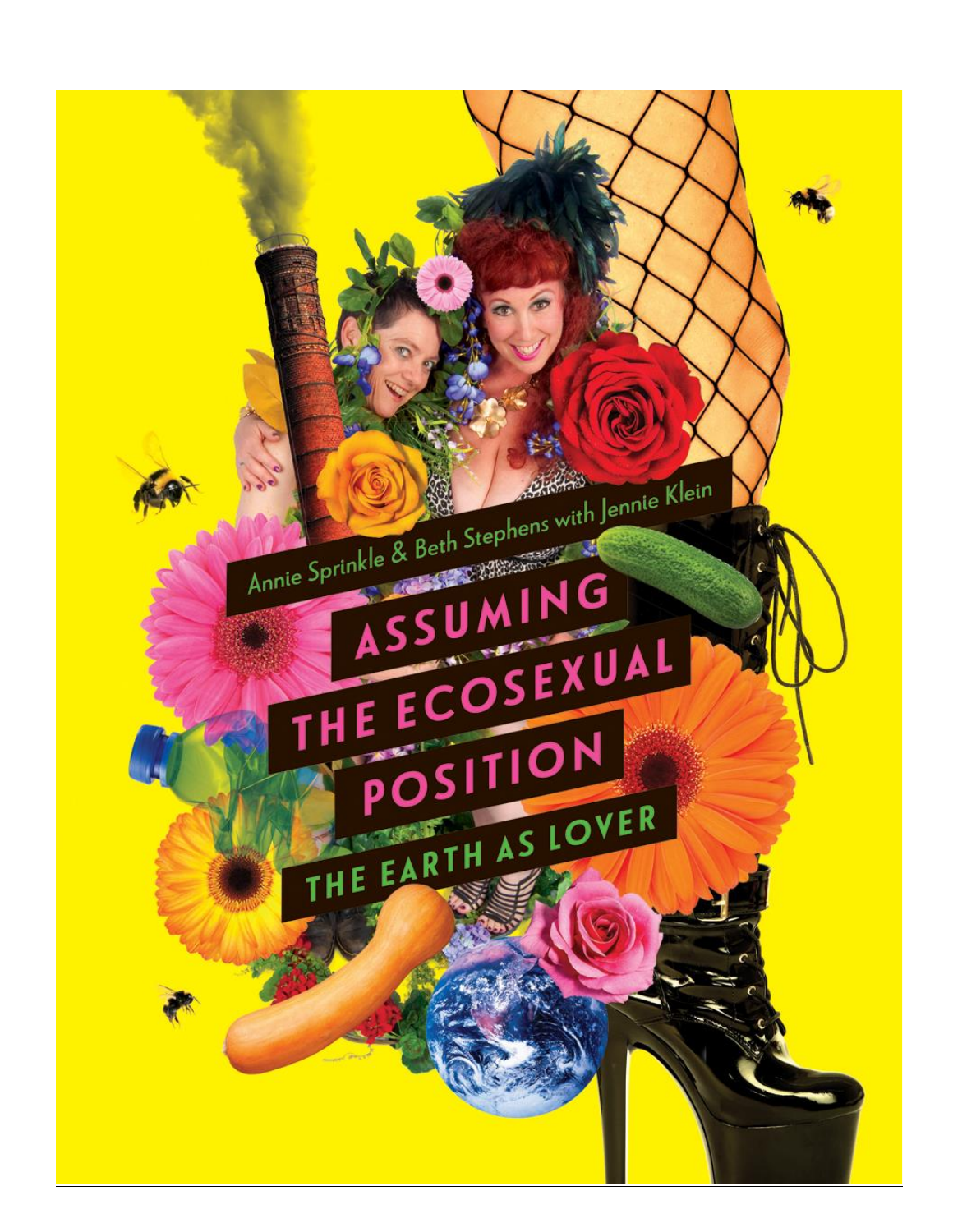Annie Sprinkle & Beth Stephens with Jennie Klein

# ASSUMING THE ECOSEXUAL POSITION

## THE EARTH AS LOVER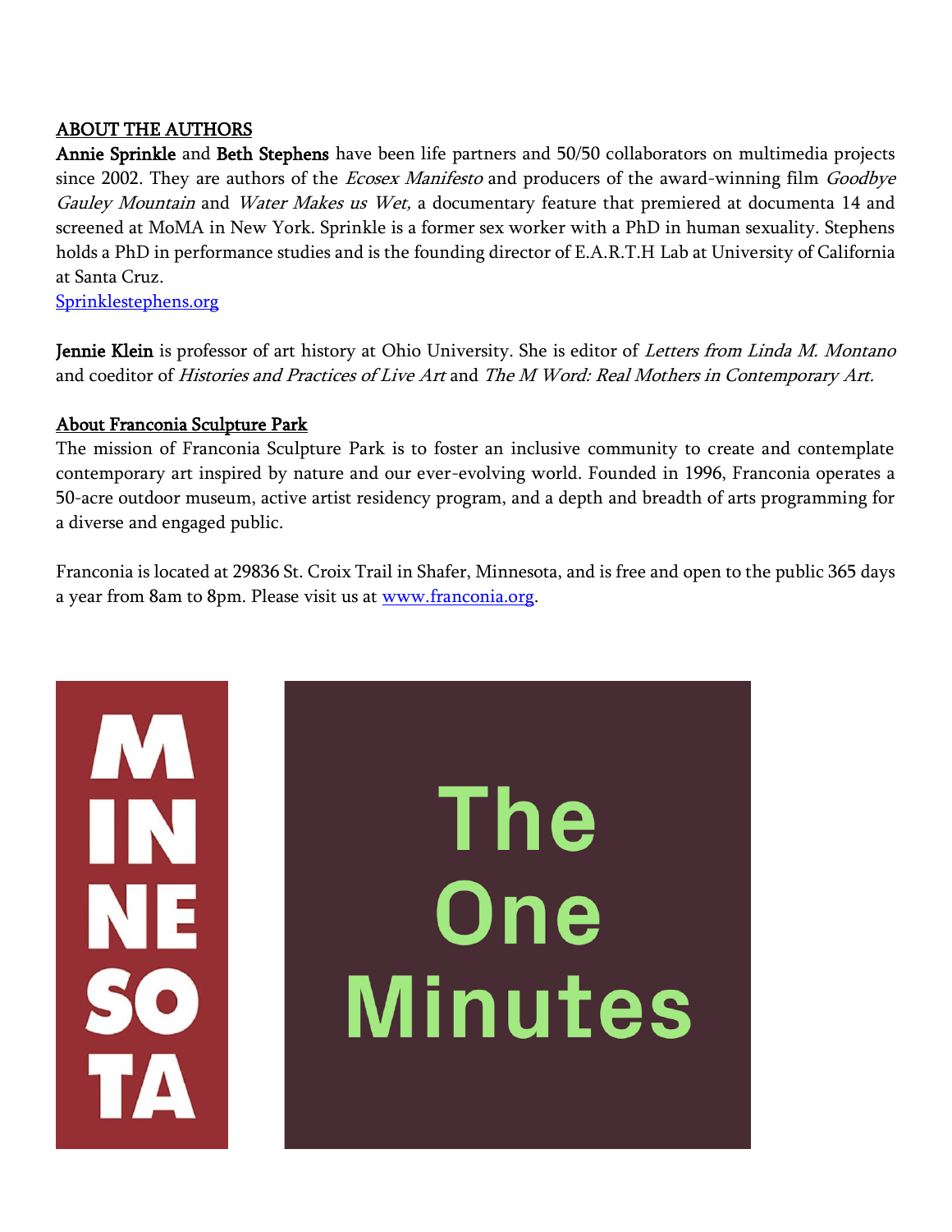## ABOUT THE AUTHORS

**Annie Sprinkle** and **Beth Stephens** have been life partners and 50/50 collaborators on multimedia projects since 2002. They are authors of the *Ecosex Manifesto* and producers of the award-winning film *Goodbye Gauley Mountain* and *Water Makes us Wet,* a documentary feature that premiered at documenta 14 and screened at MoMA in New York. Sprinkle is a former sex worker with a PhD in human sexuality. Stephens holds a PhD in performance studies and is the founding director of E.A.R.T.H Lab at University of California at Santa Cruz.

[Sprinklestephens.org](Sprinklestephens.org)

**Jennie Klein** is professor of art history at Ohio University. She is editor of *Letters from Linda M. Montano* and coeditor of *Histories and Practices of Live Art* and *The M Word: Real Mothers in Contemporary Art.*

## About Franconia Sculpture Park

The mission of Franconia Sculpture Park is to foster an inclusive community to create and contemplate contemporary art inspired by nature and our ever-evolving world. Founded in 1996, Franconia operates a 50-acre outdoor museum, active artist residency program, and a depth and breadth of arts programming for a diverse and engaged public.

Franconia is located at 29836 St. Croix Trail in Shafer, Minnesota, and is free and open to the public 365 days a year from 8am to 8pm. Please visit us at [www.franconia.org](www.franconia.org).

MINNESOTA

The One Minutes